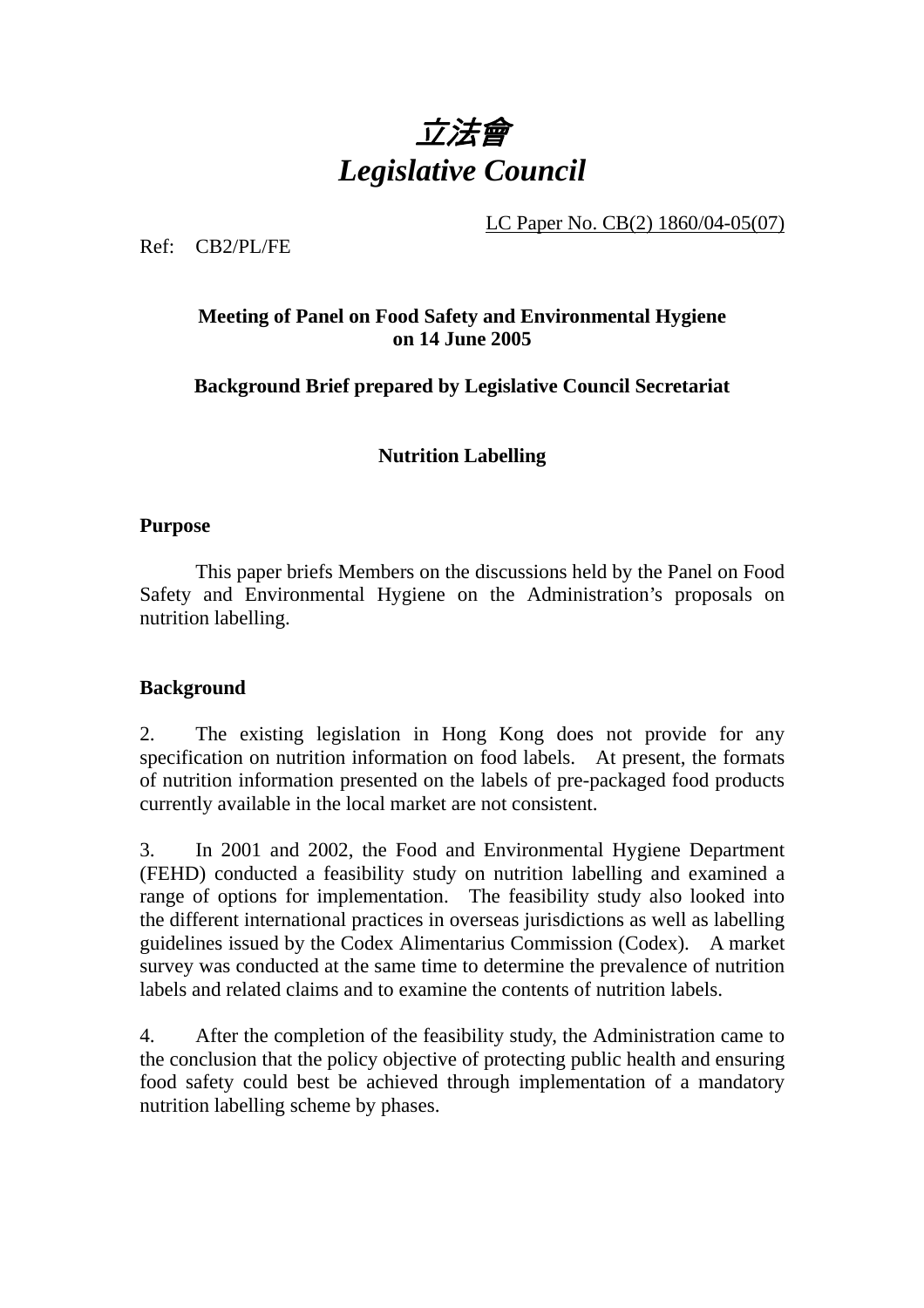# *立法會*
# *Legislative Council*

LC Paper No. CB(2) 1860/04-05(07)

Ref: CB2/PL/FE

**Meeting of Panel on Food Safety and Environmental Hygiene on 14 June 2005**

**Background Brief prepared by Legislative Council Secretariat**

**Nutrition Labelling**

**Purpose**

This paper briefs Members on the discussions held by the Panel on Food Safety and Environmental Hygiene on the Administration's proposals on nutrition labelling.

**Background**

2. The existing legislation in Hong Kong does not provide for any specification on nutrition information on food labels. At present, the formats of nutrition information presented on the labels of pre-packaged food products currently available in the local market are not consistent.

3. In 2001 and 2002, the Food and Environmental Hygiene Department (FEHD) conducted a feasibility study on nutrition labelling and examined a range of options for implementation. The feasibility study also looked into the different international practices in overseas jurisdictions as well as labelling guidelines issued by the Codex Alimentarius Commission (Codex). A market survey was conducted at the same time to determine the prevalence of nutrition labels and related claims and to examine the contents of nutrition labels.

4. After the completion of the feasibility study, the Administration came to the conclusion that the policy objective of protecting public health and ensuring food safety could best be achieved through implementation of a mandatory nutrition labelling scheme by phases.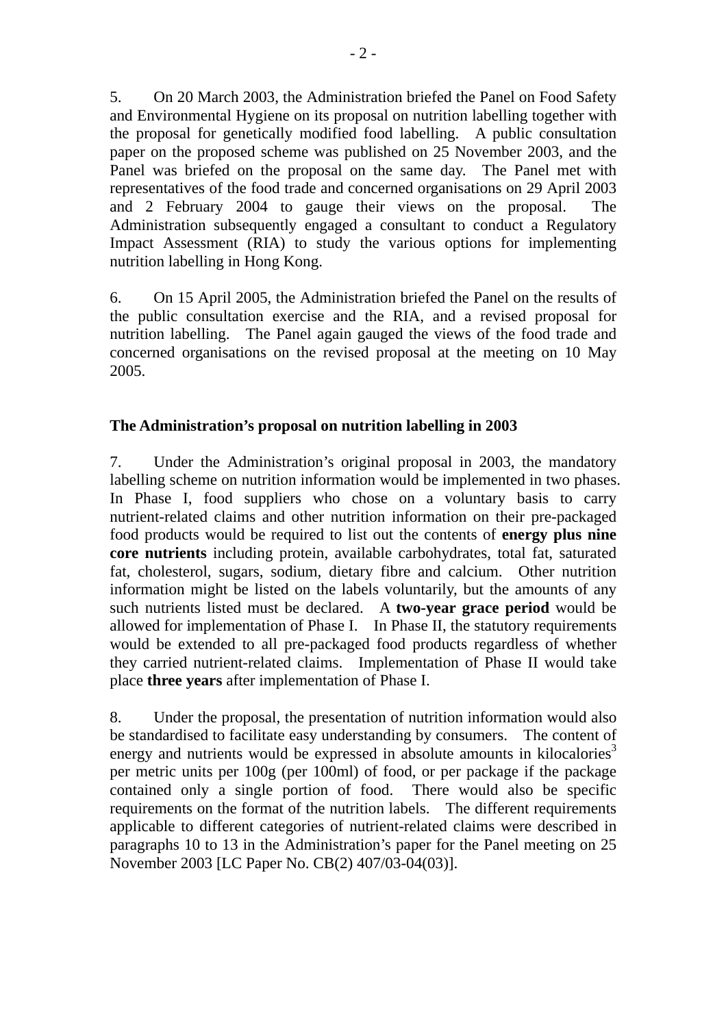5. On 20 March 2003, the Administration briefed the Panel on Food Safety and Environmental Hygiene on its proposal on nutrition labelling together with the proposal for genetically modified food labelling. A public consultation paper on the proposed scheme was published on 25 November 2003, and the Panel was briefed on the proposal on the same day. The Panel met with representatives of the food trade and concerned organisations on 29 April 2003 and 2 February 2004 to gauge their views on the proposal. The Administration subsequently engaged a consultant to conduct a Regulatory Impact Assessment (RIA) to study the various options for implementing nutrition labelling in Hong Kong.

6. On 15 April 2005, the Administration briefed the Panel on the results of the public consultation exercise and the RIA, and a revised proposal for nutrition labelling. The Panel again gauged the views of the food trade and concerned organisations on the revised proposal at the meeting on 10 May 2005.

## The Administration's proposal on nutrition labelling in 2003

7. Under the Administration's original proposal in 2003, the mandatory labelling scheme on nutrition information would be implemented in two phases. In Phase I, food suppliers who chose on a voluntary basis to carry nutrient-related claims and other nutrition information on their pre-packaged food products would be required to list out the contents of **energy plus nine core nutrients** including protein, available carbohydrates, total fat, saturated fat, cholesterol, sugars, sodium, dietary fibre and calcium. Other nutrition information might be listed on the labels voluntarily, but the amounts of any such nutrients listed must be declared. A **two-year grace period** would be allowed for implementation of Phase I. In Phase II, the statutory requirements would be extended to all pre-packaged food products regardless of whether they carried nutrient-related claims. Implementation of Phase II would take place **three years** after implementation of Phase I.

8. Under the proposal, the presentation of nutrition information would also be standardised to facilitate easy understanding by consumers. The content of energy and nutrients would be expressed in absolute amounts in kilocalories[3] per metric units per 100g (per 100ml) of food, or per package if the package contained only a single portion of food. There would also be specific requirements on the format of the nutrition labels. The different requirements applicable to different categories of nutrient-related claims were described in paragraphs 10 to 13 in the Administration's paper for the Panel meeting on 25 November 2003 [LC Paper No. CB(2) 407/03-04(03)].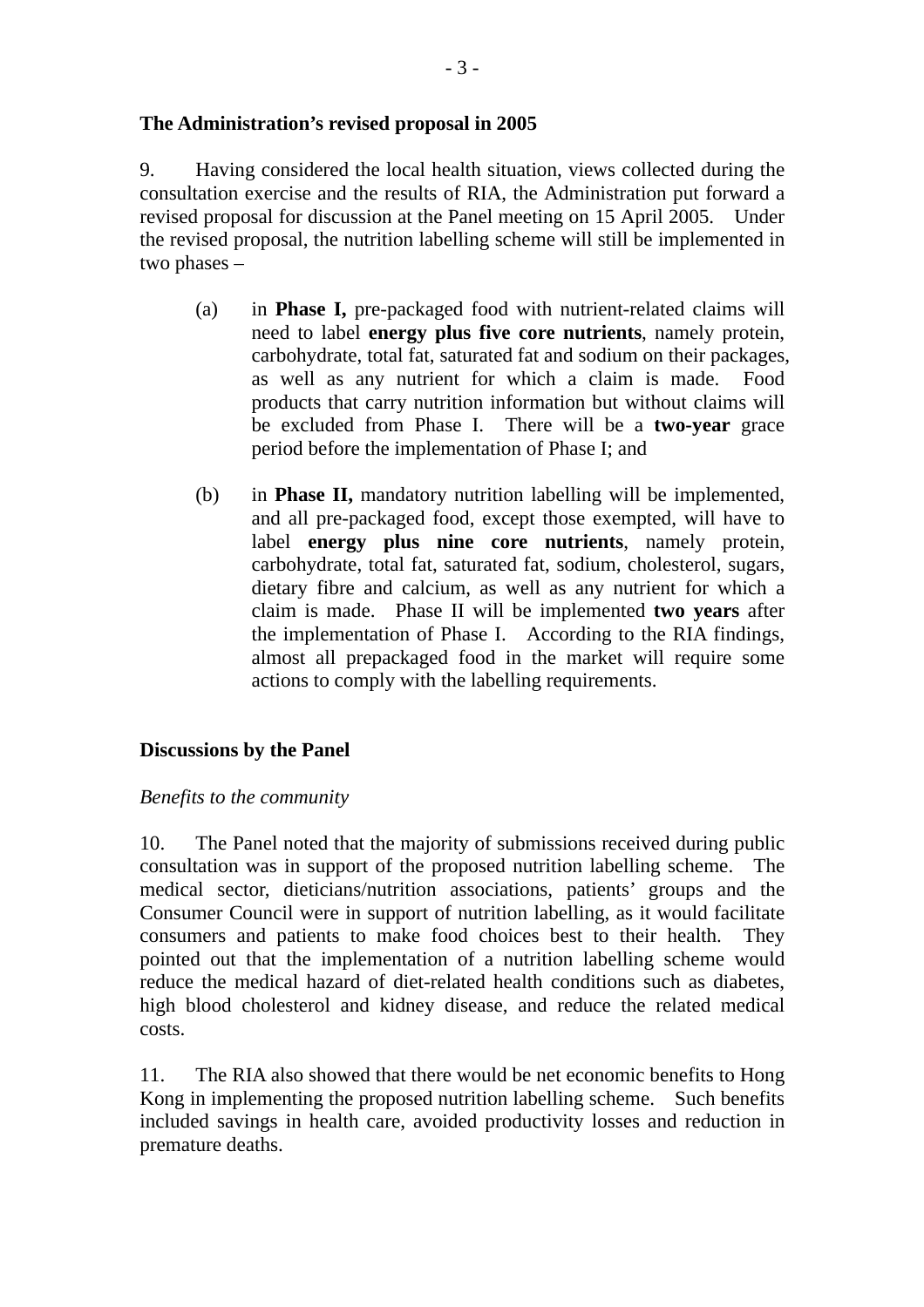**The Administration's revised proposal in 2005**

9. Having considered the local health situation, views collected during the consultation exercise and the results of RIA, the Administration put forward a revised proposal for discussion at the Panel meeting on 15 April 2005. Under the revised proposal, the nutrition labelling scheme will still be implemented in two phases –

(a) in **Phase I,** pre-packaged food with nutrient-related claims will need to label **energy plus five core nutrients**, namely protein, carbohydrate, total fat, saturated fat and sodium on their packages, as well as any nutrient for which a claim is made. Food products that carry nutrition information but without claims will be excluded from Phase I. There will be a **two-year** grace period before the implementation of Phase I; and

(b) in **Phase II,** mandatory nutrition labelling will be implemented, and all pre-packaged food, except those exempted, will have to label **energy plus nine core nutrients**, namely protein, carbohydrate, total fat, saturated fat, sodium, cholesterol, sugars, dietary fibre and calcium, as well as any nutrient for which a claim is made. Phase II will be implemented **two years** after the implementation of Phase I. According to the RIA findings, almost all prepackaged food in the market will require some actions to comply with the labelling requirements.

**Discussions by the Panel**

*Benefits to the community*

10. The Panel noted that the majority of submissions received during public consultation was in support of the proposed nutrition labelling scheme. The medical sector, dieticians/nutrition associations, patients' groups and the Consumer Council were in support of nutrition labelling, as it would facilitate consumers and patients to make food choices best to their health. They pointed out that the implementation of a nutrition labelling scheme would reduce the medical hazard of diet-related health conditions such as diabetes, high blood cholesterol and kidney disease, and reduce the related medical costs.

11. The RIA also showed that there would be net economic benefits to Hong Kong in implementing the proposed nutrition labelling scheme. Such benefits included savings in health care, avoided productivity losses and reduction in premature deaths.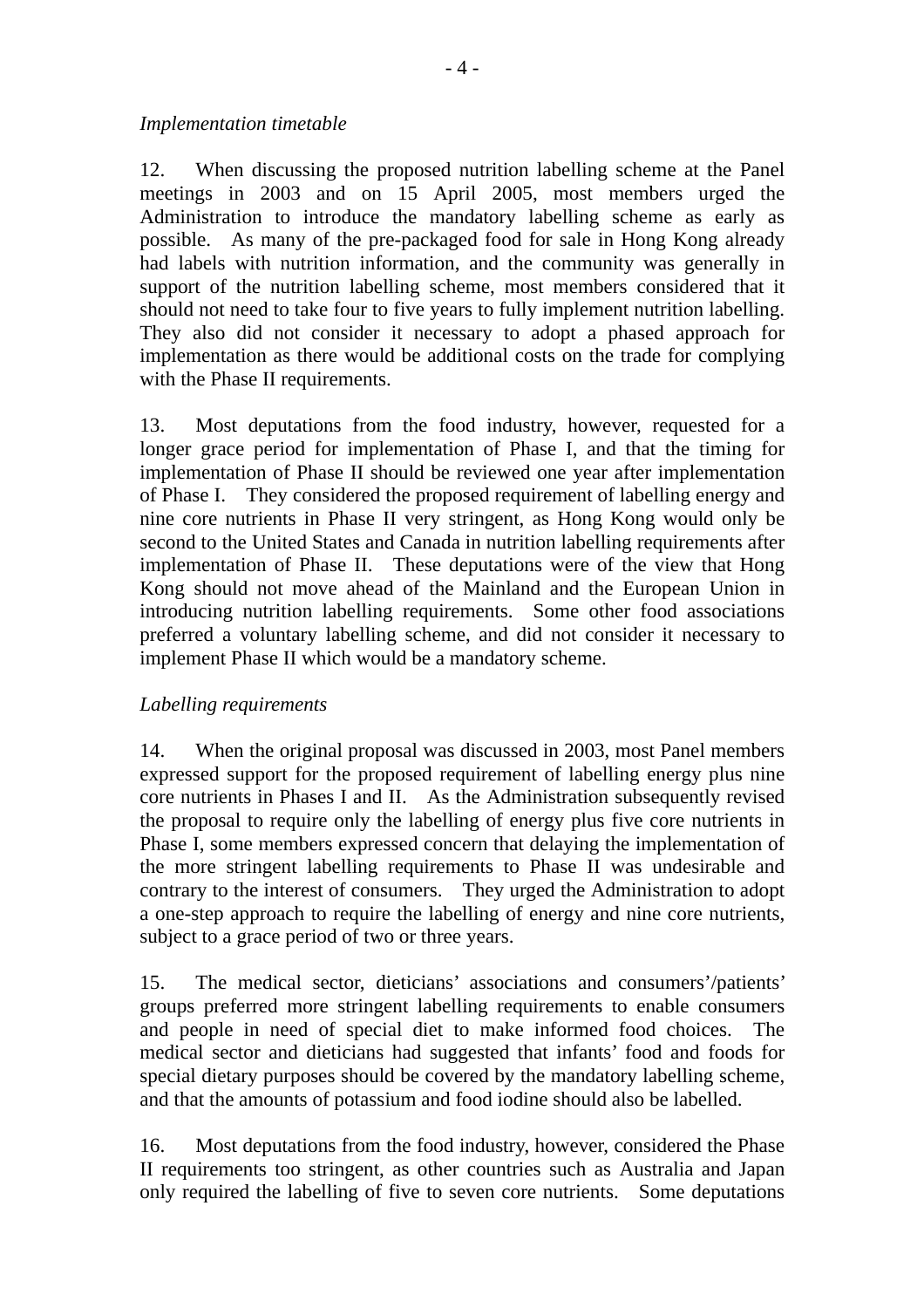*Implementation timetable*

12. When discussing the proposed nutrition labelling scheme at the Panel meetings in 2003 and on 15 April 2005, most members urged the Administration to introduce the mandatory labelling scheme as early as possible. As many of the pre-packaged food for sale in Hong Kong already had labels with nutrition information, and the community was generally in support of the nutrition labelling scheme, most members considered that it should not need to take four to five years to fully implement nutrition labelling. They also did not consider it necessary to adopt a phased approach for implementation as there would be additional costs on the trade for complying with the Phase II requirements.

13. Most deputations from the food industry, however, requested for a longer grace period for implementation of Phase I, and that the timing for implementation of Phase II should be reviewed one year after implementation of Phase I. They considered the proposed requirement of labelling energy and nine core nutrients in Phase II very stringent, as Hong Kong would only be second to the United States and Canada in nutrition labelling requirements after implementation of Phase II. These deputations were of the view that Hong Kong should not move ahead of the Mainland and the European Union in introducing nutrition labelling requirements. Some other food associations preferred a voluntary labelling scheme, and did not consider it necessary to implement Phase II which would be a mandatory scheme.

*Labelling requirements*

14. When the original proposal was discussed in 2003, most Panel members expressed support for the proposed requirement of labelling energy plus nine core nutrients in Phases I and II. As the Administration subsequently revised the proposal to require only the labelling of energy plus five core nutrients in Phase I, some members expressed concern that delaying the implementation of the more stringent labelling requirements to Phase II was undesirable and contrary to the interest of consumers. They urged the Administration to adopt a one-step approach to require the labelling of energy and nine core nutrients, subject to a grace period of two or three years.

15. The medical sector, dieticians' associations and consumers'/patients' groups preferred more stringent labelling requirements to enable consumers and people in need of special diet to make informed food choices. The medical sector and dieticians had suggested that infants' food and foods for special dietary purposes should be covered by the mandatory labelling scheme, and that the amounts of potassium and food iodine should also be labelled.

16. Most deputations from the food industry, however, considered the Phase II requirements too stringent, as other countries such as Australia and Japan only required the labelling of five to seven core nutrients. Some deputations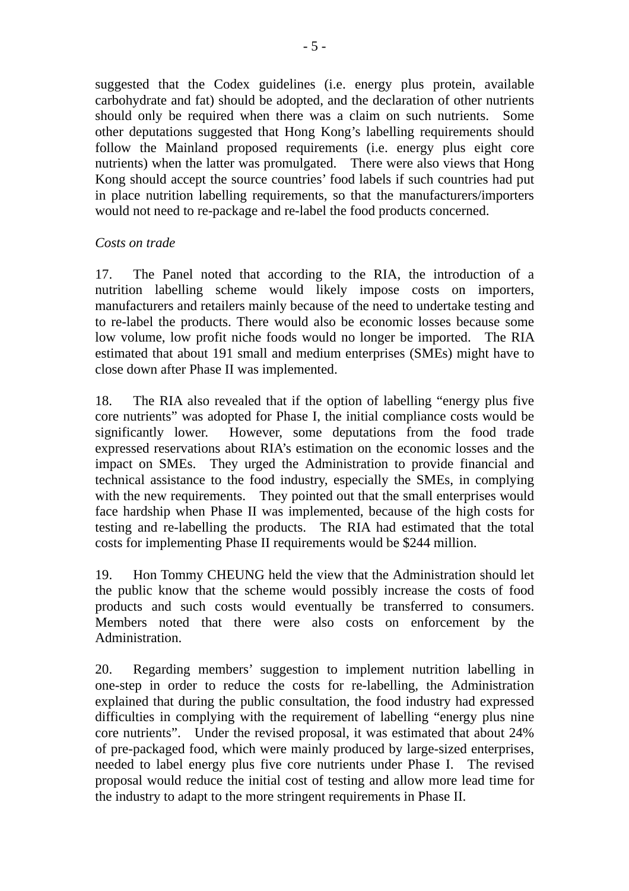suggested that the Codex guidelines (i.e. energy plus protein, available carbohydrate and fat) should be adopted, and the declaration of other nutrients should only be required when there was a claim on such nutrients. Some other deputations suggested that Hong Kong's labelling requirements should follow the Mainland proposed requirements (i.e. energy plus eight core nutrients) when the latter was promulgated. There were also views that Hong Kong should accept the source countries' food labels if such countries had put in place nutrition labelling requirements, so that the manufacturers/importers would not need to re-package and re-label the food products concerned.

*Costs on trade*

17. The Panel noted that according to the RIA, the introduction of a nutrition labelling scheme would likely impose costs on importers, manufacturers and retailers mainly because of the need to undertake testing and to re-label the products. There would also be economic losses because some low volume, low profit niche foods would no longer be imported. The RIA estimated that about 191 small and medium enterprises (SMEs) might have to close down after Phase II was implemented.

18. The RIA also revealed that if the option of labelling "energy plus five core nutrients" was adopted for Phase I, the initial compliance costs would be significantly lower. However, some deputations from the food trade expressed reservations about RIA's estimation on the economic losses and the impact on SMEs. They urged the Administration to provide financial and technical assistance to the food industry, especially the SMEs, in complying with the new requirements. They pointed out that the small enterprises would face hardship when Phase II was implemented, because of the high costs for testing and re-labelling the products. The RIA had estimated that the total costs for implementing Phase II requirements would be $244 million.

19. Hon Tommy CHEUNG held the view that the Administration should let the public know that the scheme would possibly increase the costs of food products and such costs would eventually be transferred to consumers. Members noted that there were also costs on enforcement by the Administration.

20. Regarding members' suggestion to implement nutrition labelling in one-step in order to reduce the costs for re-labelling, the Administration explained that during the public consultation, the food industry had expressed difficulties in complying with the requirement of labelling "energy plus nine core nutrients". Under the revised proposal, it was estimated that about 24% of pre-packaged food, which were mainly produced by large-sized enterprises, needed to label energy plus five core nutrients under Phase I. The revised proposal would reduce the initial cost of testing and allow more lead time for the industry to adapt to the more stringent requirements in Phase II.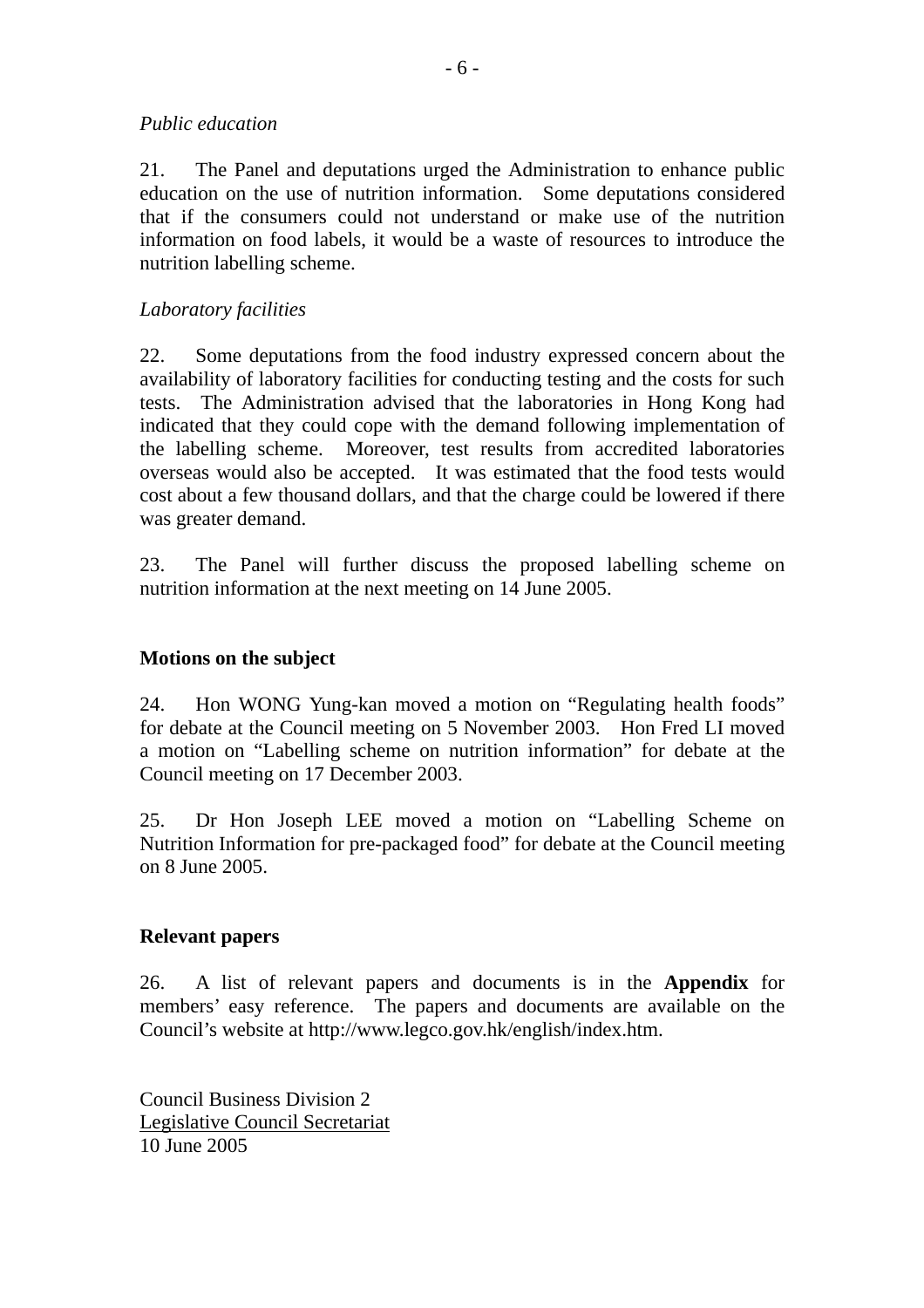*Public education*

21. The Panel and deputations urged the Administration to enhance public education on the use of nutrition information. Some deputations considered that if the consumers could not understand or make use of the nutrition information on food labels, it would be a waste of resources to introduce the nutrition labelling scheme.

*Laboratory facilities*

22. Some deputations from the food industry expressed concern about the availability of laboratory facilities for conducting testing and the costs for such tests. The Administration advised that the laboratories in Hong Kong had indicated that they could cope with the demand following implementation of the labelling scheme. Moreover, test results from accredited laboratories overseas would also be accepted. It was estimated that the food tests would cost about a few thousand dollars, and that the charge could be lowered if there was greater demand.

23. The Panel will further discuss the proposed labelling scheme on nutrition information at the next meeting on 14 June 2005.

**Motions on the subject**

24. Hon WONG Yung-kan moved a motion on "Regulating health foods" for debate at the Council meeting on 5 November 2003. Hon Fred LI moved a motion on "Labelling scheme on nutrition information" for debate at the Council meeting on 17 December 2003.

25. Dr Hon Joseph LEE moved a motion on "Labelling Scheme on Nutrition Information for pre-packaged food" for debate at the Council meeting on 8 June 2005.

**Relevant papers**

26. A list of relevant papers and documents is in the **Appendix** for members' easy reference. The papers and documents are available on the Council's website at http://www.legco.gov.hk/english/index.htm.

Council Business Division 2
Legislative Council Secretariat
10 June 2005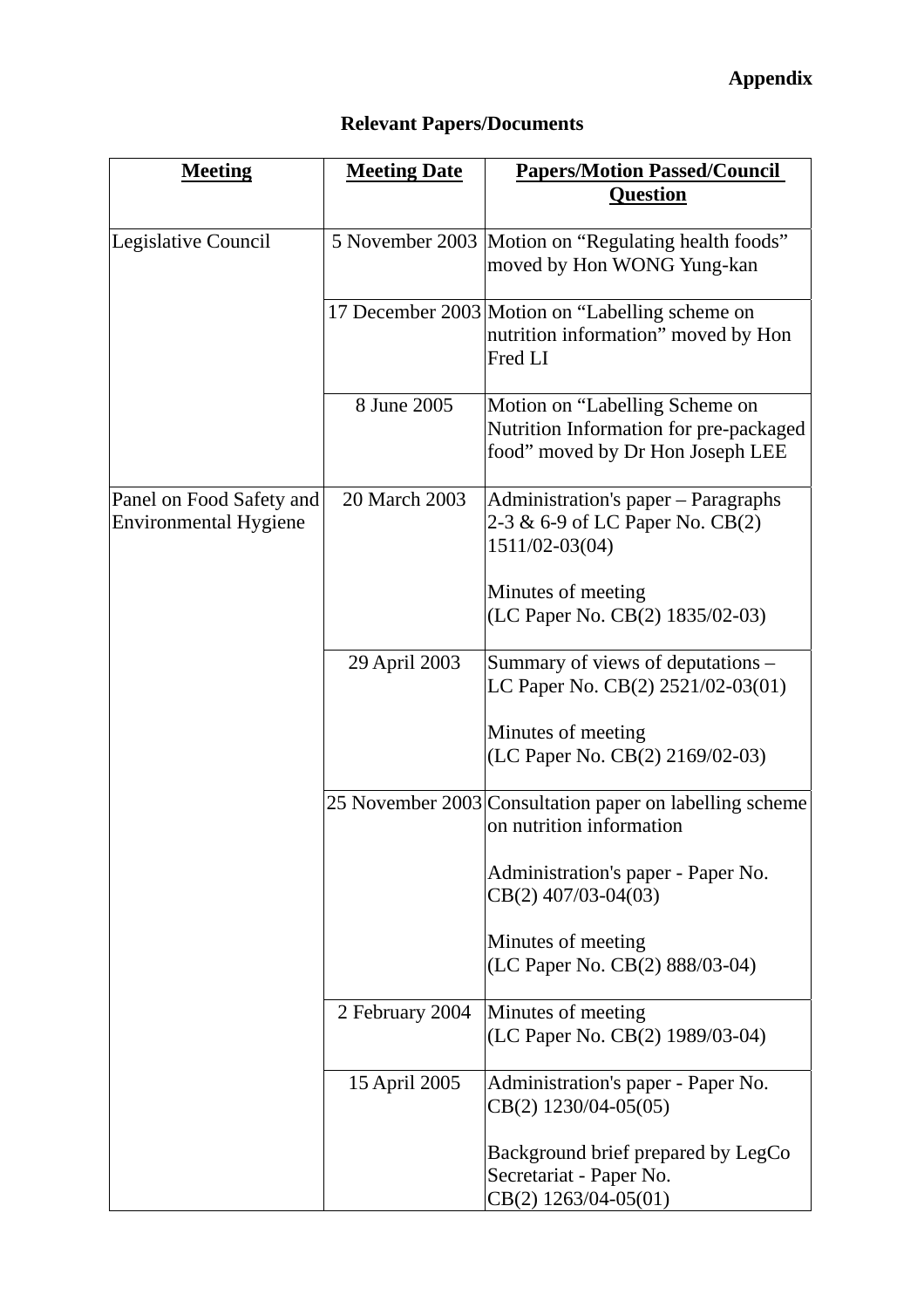**Appendix**

## Relevant Papers/Documents

| Meeting | Meeting Date | Papers/Motion Passed/Council Question |
|---|---|---|
| Legislative Council | 5 November 2003 | Motion on "Regulating health foods" moved by Hon WONG Yung-kan |
| | 17 December 2003 | Motion on "Labelling scheme on nutrition information" moved by Hon Fred LI |
| | 8 June 2005 | Motion on "Labelling Scheme on Nutrition Information for pre-packaged food" moved by Dr Hon Joseph LEE |
| Panel on Food Safety and Environmental Hygiene | 20 March 2003 | Administration's paper – Paragraphs 2-3 & 6-9 of LC Paper No. CB(2) 1511/02-03(04)<br><br>Minutes of meeting (LC Paper No. CB(2) 1835/02-03) |
| | 29 April 2003 | Summary of views of deputations – LC Paper No. CB(2) 2521/02-03(01)<br><br>Minutes of meeting (LC Paper No. CB(2) 2169/02-03) |
| | 25 November 2003 | Consultation paper on labelling scheme on nutrition information<br><br>Administration's paper - Paper No. CB(2) 407/03-04(03)<br><br>Minutes of meeting (LC Paper No. CB(2) 888/03-04) |
| | 2 February 2004 | Minutes of meeting (LC Paper No. CB(2) 1989/03-04) |
| | 15 April 2005 | Administration's paper - Paper No. CB(2) 1230/04-05(05)<br><br>Background brief prepared by LegCo Secretariat - Paper No. CB(2) 1263/04-05(01) |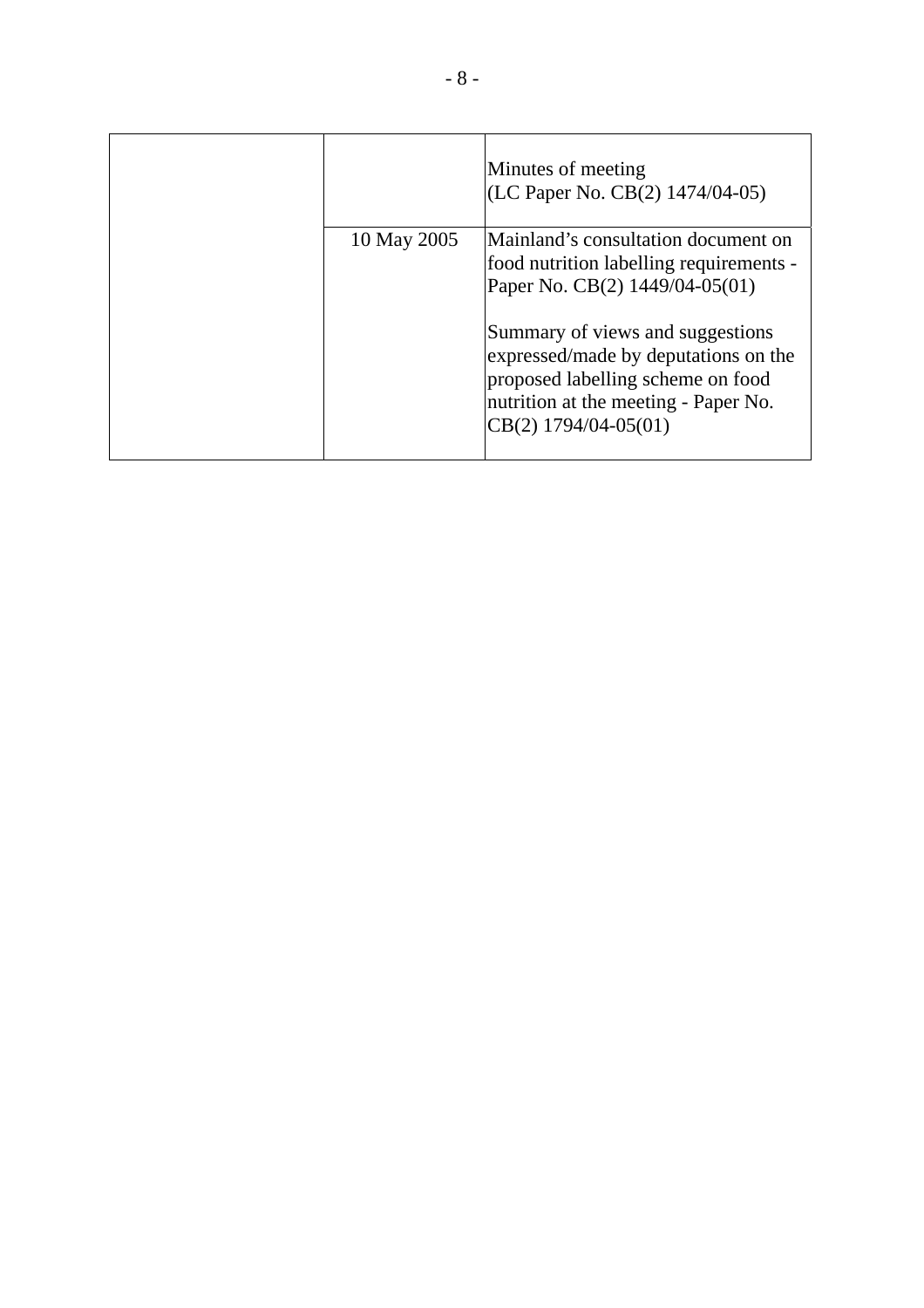| | | |
|---|---|---|
| | | Minutes of meeting<br>(LC Paper No. CB(2) 1474/04-05) |
| | 10 May 2005 | Mainland's consultation document on food nutrition labelling requirements - Paper No. CB(2) 1449/04-05(01)<br><br>Summary of views and suggestions expressed/made by deputations on the proposed labelling scheme on food nutrition at the meeting - Paper No. CB(2) 1794/04-05(01) |